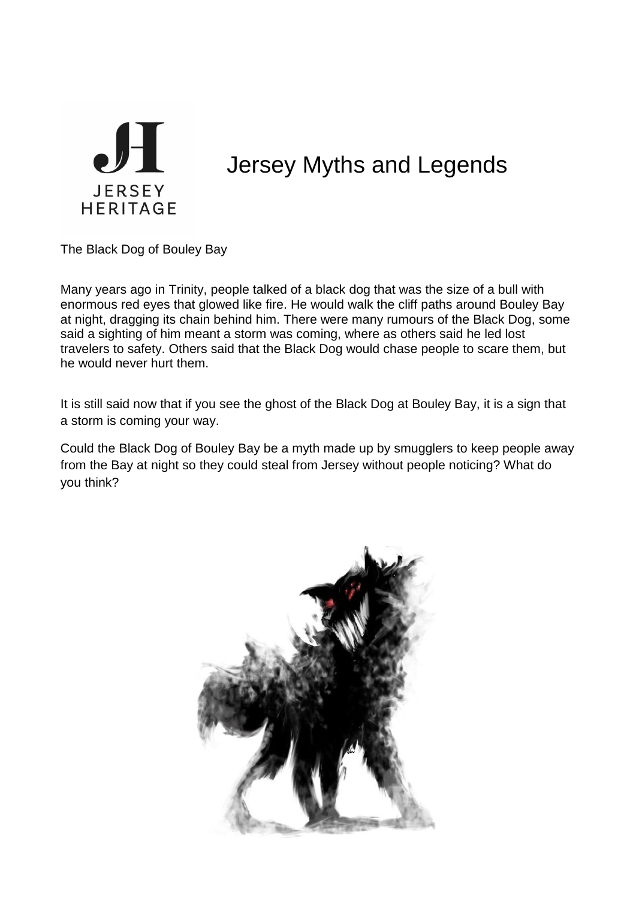JERSEY HERITAGE

# Jersey Myths and Legends

## The Black Dog of Bouley Bay

Many years ago in Trinity, people talked of a black dog that was the size of a bull with enormous red eyes that glowed like fire. He would walk the cliff paths around Bouley Bay at night, dragging its chain behind him. There were many rumours of the Black Dog, some said a sighting of him meant a storm was coming, where as others said he led lost travelers to safety. Others said that the Black Dog would chase people to scare them, but he would never hurt them.

It is still said now that if you see the ghost of the Black Dog at Bouley Bay, it is a sign that a storm is coming your way.

Could the Black Dog of Bouley Bay be a myth made up by smugglers to keep people away from the Bay at night so they could steal from Jersey without people noticing? What do you think?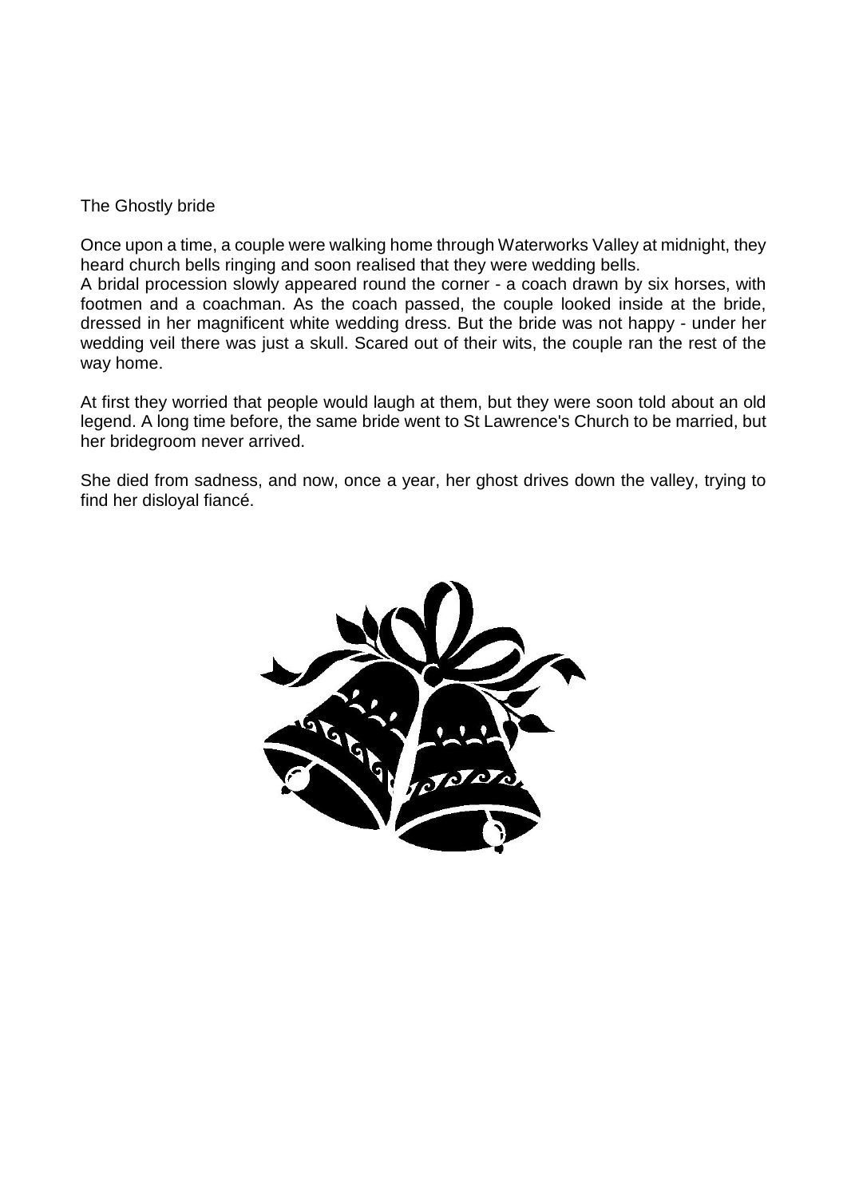# The Ghostly bride

Once upon a time, a couple were walking home through Waterworks Valley at midnight, they heard church bells ringing and soon realised that they were wedding bells.

A bridal procession slowly appeared round the corner - a coach drawn by six horses, with footmen and a coachman. As the coach passed, the couple looked inside at the bride, dressed in her magnificent white wedding dress. But the bride was not happy - under her wedding veil there was just a skull. Scared out of their wits, the couple ran the rest of the way home.

At first they worried that people would laugh at them, but they were soon told about an old legend. A long time before, the same bride went to St Lawrence's Church to be married, but her bridegroom never arrived.

She died from sadness, and now, once a year, her ghost drives down the valley, trying to find her disloyal fiancé.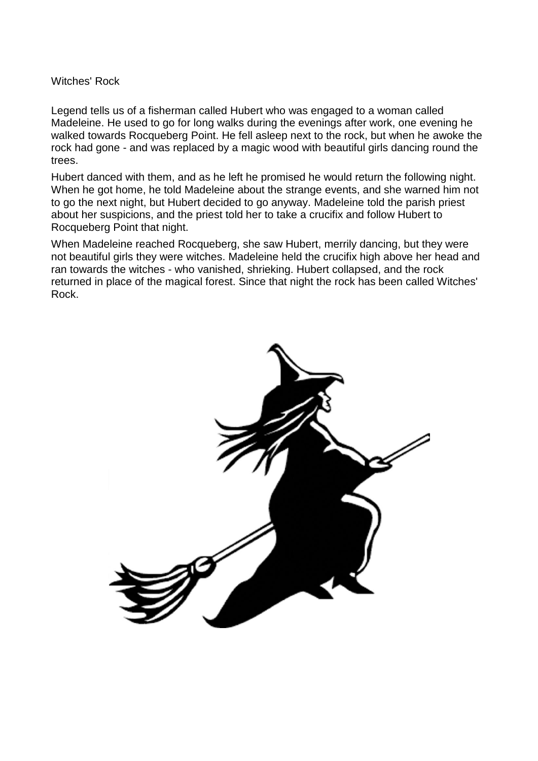# Witches' Rock

Legend tells us of a fisherman called Hubert who was engaged to a woman called Madeleine. He used to go for long walks during the evenings after work, one evening he walked towards Rocqueberg Point. He fell asleep next to the rock, but when he awoke the rock had gone - and was replaced by a magic wood with beautiful girls dancing round the trees.

Hubert danced with them, and as he left he promised he would return the following night. When he got home, he told Madeleine about the strange events, and she warned him not to go the next night, but Hubert decided to go anyway. Madeleine told the parish priest about her suspicions, and the priest told her to take a crucifix and follow Hubert to Rocqueberg Point that night.

When Madeleine reached Rocqueberg, she saw Hubert, merrily dancing, but they were not beautiful girls they were witches. Madeleine held the crucifix high above her head and ran towards the witches - who vanished, shrieking. Hubert collapsed, and the rock returned in place of the magical forest. Since that night the rock has been called Witches' Rock.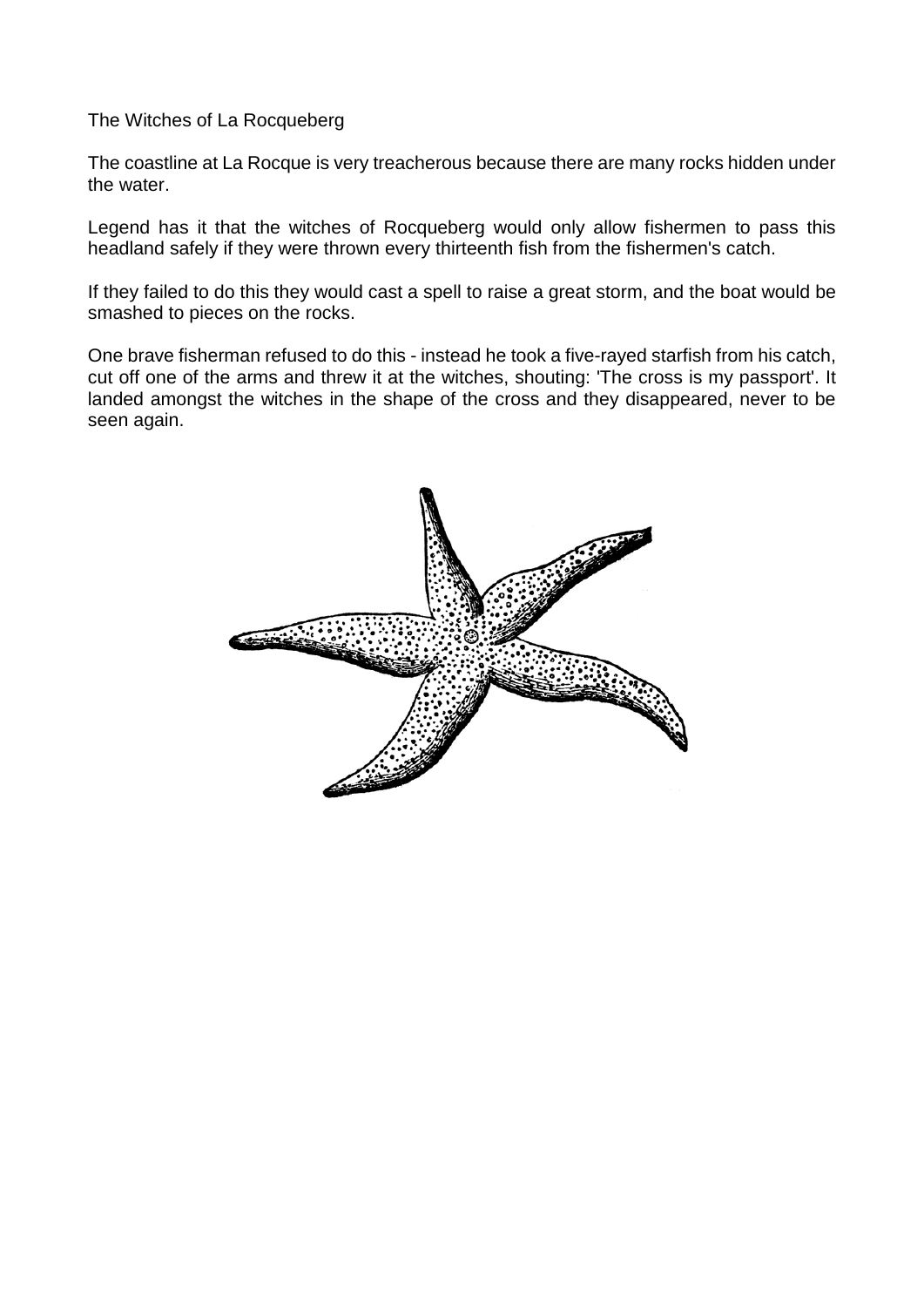# The Witches of La Rocqueberg

The coastline at La Rocque is very treacherous because there are many rocks hidden under the water.

Legend has it that the witches of Rocqueberg would only allow fishermen to pass this headland safely if they were thrown every thirteenth fish from the fishermen's catch.

If they failed to do this they would cast a spell to raise a great storm, and the boat would be smashed to pieces on the rocks.

One brave fisherman refused to do this - instead he took a five-rayed starfish from his catch, cut off one of the arms and threw it at the witches, shouting: 'The cross is my passport'. It landed amongst the witches in the shape of the cross and they disappeared, never to be seen again.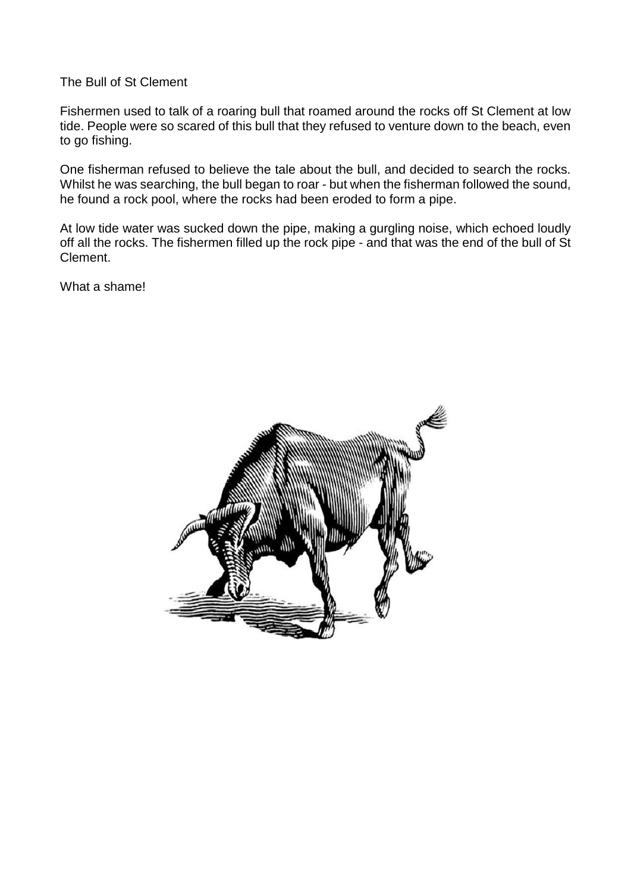# The Bull of St Clement

Fishermen used to talk of a roaring bull that roamed around the rocks off St Clement at low tide. People were so scared of this bull that they refused to venture down to the beach, even to go fishing.

One fisherman refused to believe the tale about the bull, and decided to search the rocks. Whilst he was searching, the bull began to roar - but when the fisherman followed the sound, he found a rock pool, where the rocks had been eroded to form a pipe.

At low tide water was sucked down the pipe, making a gurgling noise, which echoed loudly off all the rocks. The fishermen filled up the rock pipe - and that was the end of the bull of St Clement.

What a shame!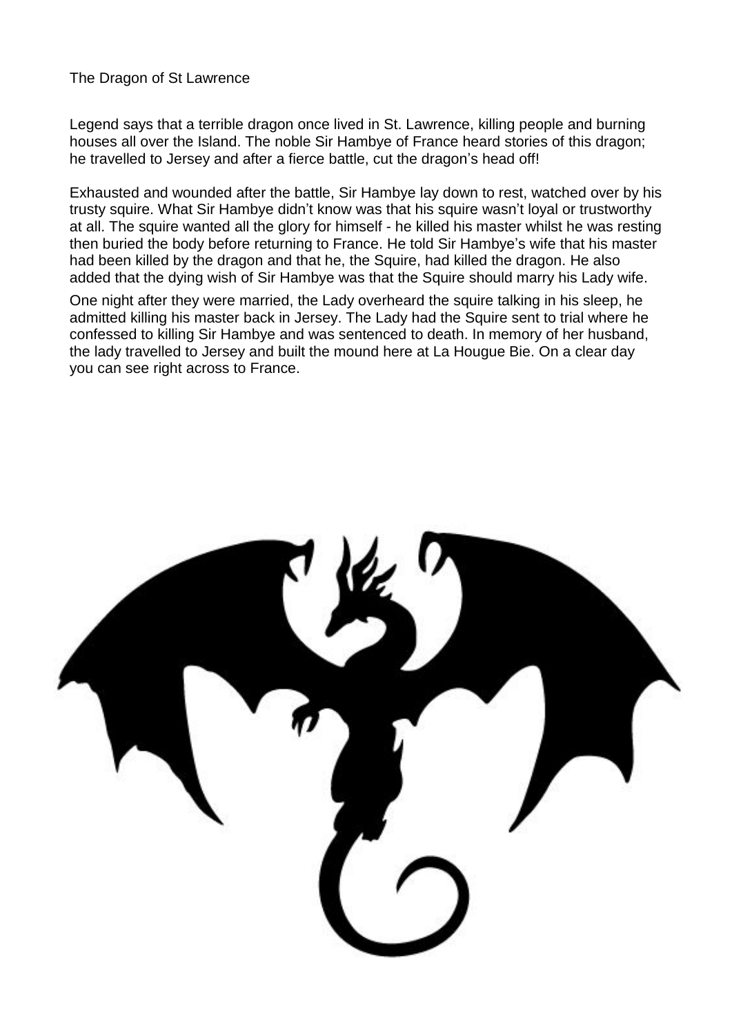# The Dragon of St Lawrence

Legend says that a terrible dragon once lived in St. Lawrence, killing people and burning houses all over the Island. The noble Sir Hambye of France heard stories of this dragon; he travelled to Jersey and after a fierce battle, cut the dragon's head off!

Exhausted and wounded after the battle, Sir Hambye lay down to rest, watched over by his trusty squire. What Sir Hambye didn't know was that his squire wasn't loyal or trustworthy at all. The squire wanted all the glory for himself - he killed his master whilst he was resting then buried the body before returning to France. He told Sir Hambye's wife that his master had been killed by the dragon and that he, the Squire, had killed the dragon. He also added that the dying wish of Sir Hambye was that the Squire should marry his Lady wife.

One night after they were married, the Lady overheard the squire talking in his sleep, he admitted killing his master back in Jersey. The Lady had the Squire sent to trial where he confessed to killing Sir Hambye and was sentenced to death. In memory of her husband, the lady travelled to Jersey and built the mound here at La Hougue Bie. On a clear day you can see right across to France.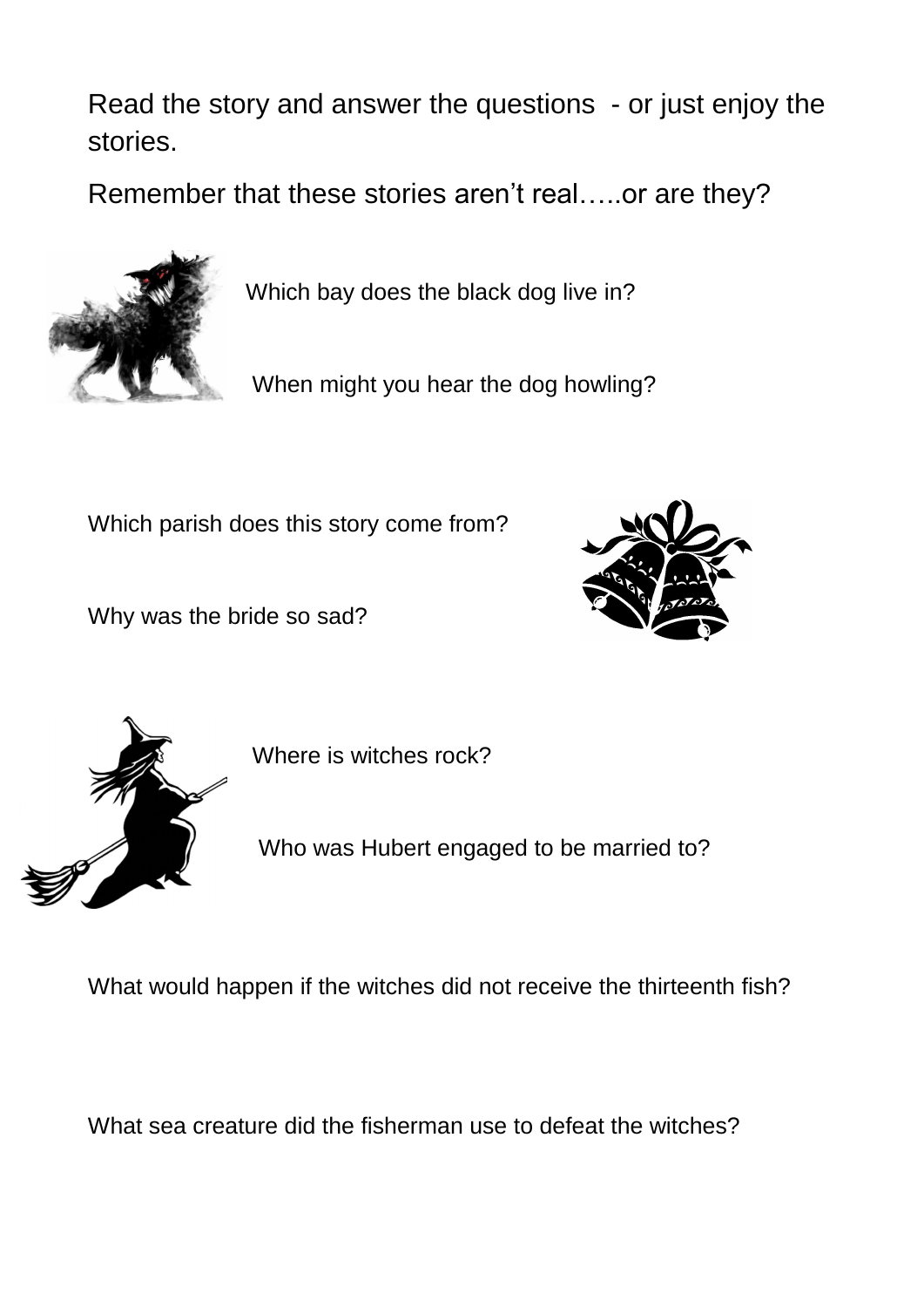Read the story and answer the questions - or just enjoy the stories.

Remember that these stories aren't real…..or are they?

Which bay does the black dog live in?

When might you hear the dog howling?

Which parish does this story come from?

Why was the bride so sad?

Where is witches rock?

Who was Hubert engaged to be married to?

What would happen if the witches did not receive the thirteenth fish?

What sea creature did the fisherman use to defeat the witches?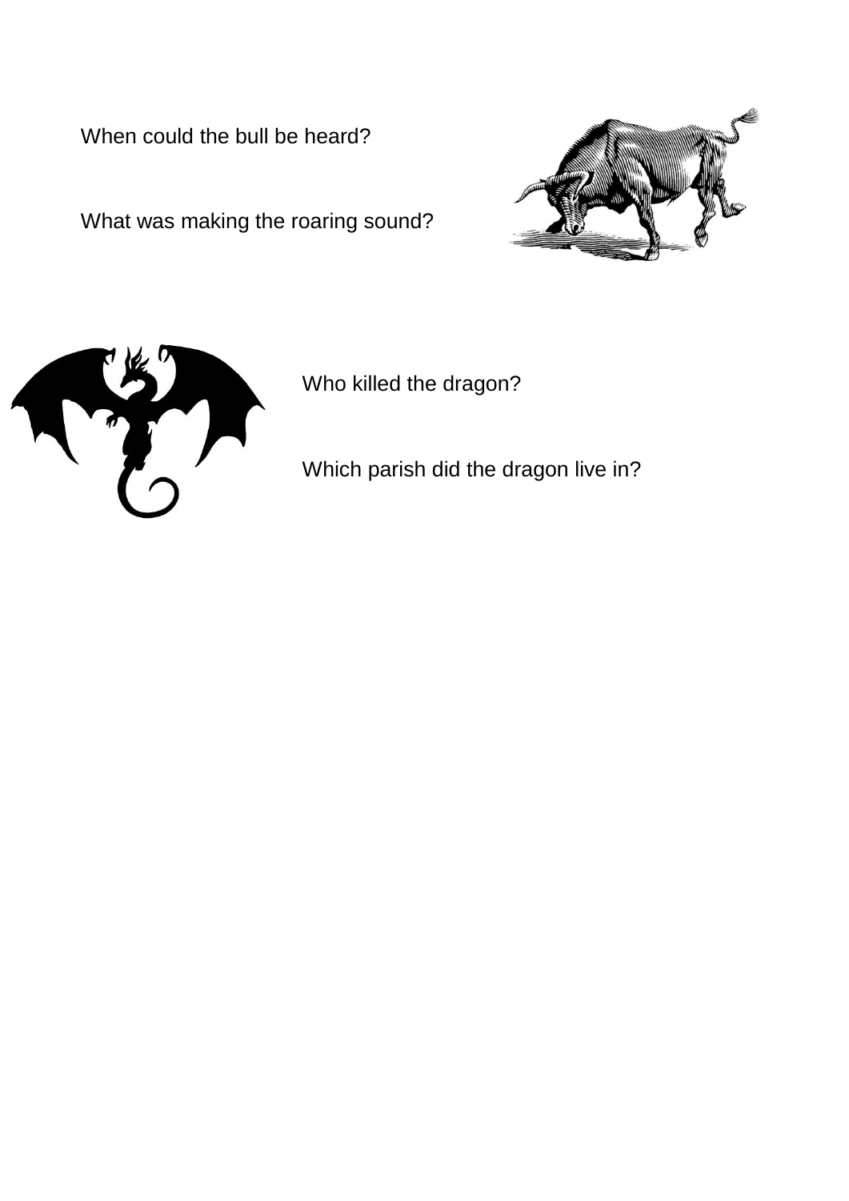When could the bull be heard?

What was making the roaring sound?

Who killed the dragon?

Which parish did the dragon live in?